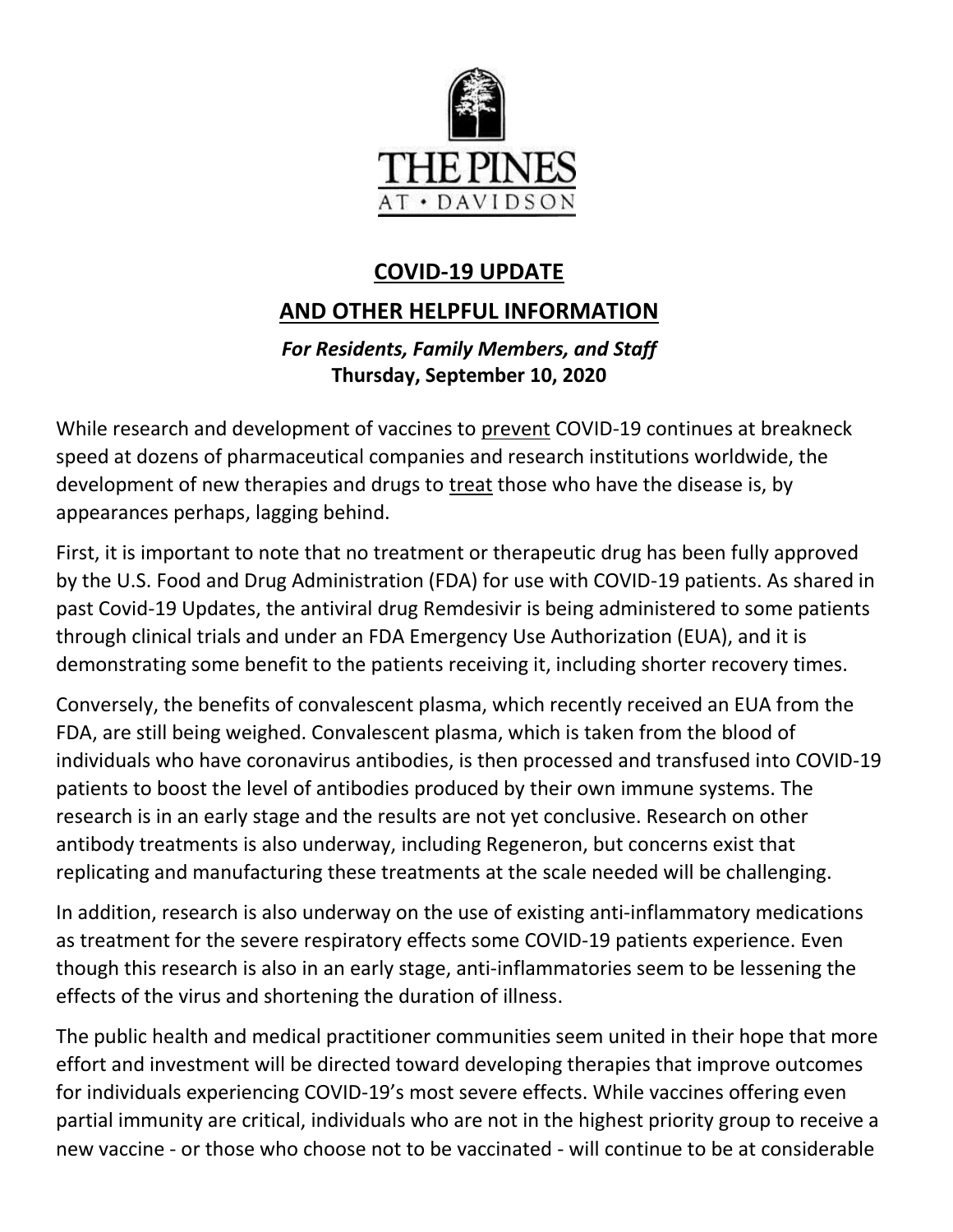THE PINES AT • DAVIDSON

# COVID-19 UPDATE

# AND OTHER HELPFUL INFORMATION

***For Residents, Family Members, and Staff***
**Thursday, September 10, 2020**

While research and development of vaccines to prevent COVID-19 continues at breakneck speed at dozens of pharmaceutical companies and research institutions worldwide, the development of new therapies and drugs to treat those who have the disease is, by appearances perhaps, lagging behind.

First, it is important to note that no treatment or therapeutic drug has been fully approved by the U.S. Food and Drug Administration (FDA) for use with COVID-19 patients. As shared in past Covid-19 Updates, the antiviral drug Remdesivir is being administered to some patients through clinical trials and under an FDA Emergency Use Authorization (EUA), and it is demonstrating some benefit to the patients receiving it, including shorter recovery times.

Conversely, the benefits of convalescent plasma, which recently received an EUA from the FDA, are still being weighed. Convalescent plasma, which is taken from the blood of individuals who have coronavirus antibodies, is then processed and transfused into COVID-19 patients to boost the level of antibodies produced by their own immune systems. The research is in an early stage and the results are not yet conclusive. Research on other antibody treatments is also underway, including Regeneron, but concerns exist that replicating and manufacturing these treatments at the scale needed will be challenging.

In addition, research is also underway on the use of existing anti-inflammatory medications as treatment for the severe respiratory effects some COVID-19 patients experience. Even though this research is also in an early stage, anti-inflammatories seem to be lessening the effects of the virus and shortening the duration of illness.

The public health and medical practitioner communities seem united in their hope that more effort and investment will be directed toward developing therapies that improve outcomes for individuals experiencing COVID-19's most severe effects. While vaccines offering even partial immunity are critical, individuals who are not in the highest priority group to receive a new vaccine - or those who choose not to be vaccinated - will continue to be at considerable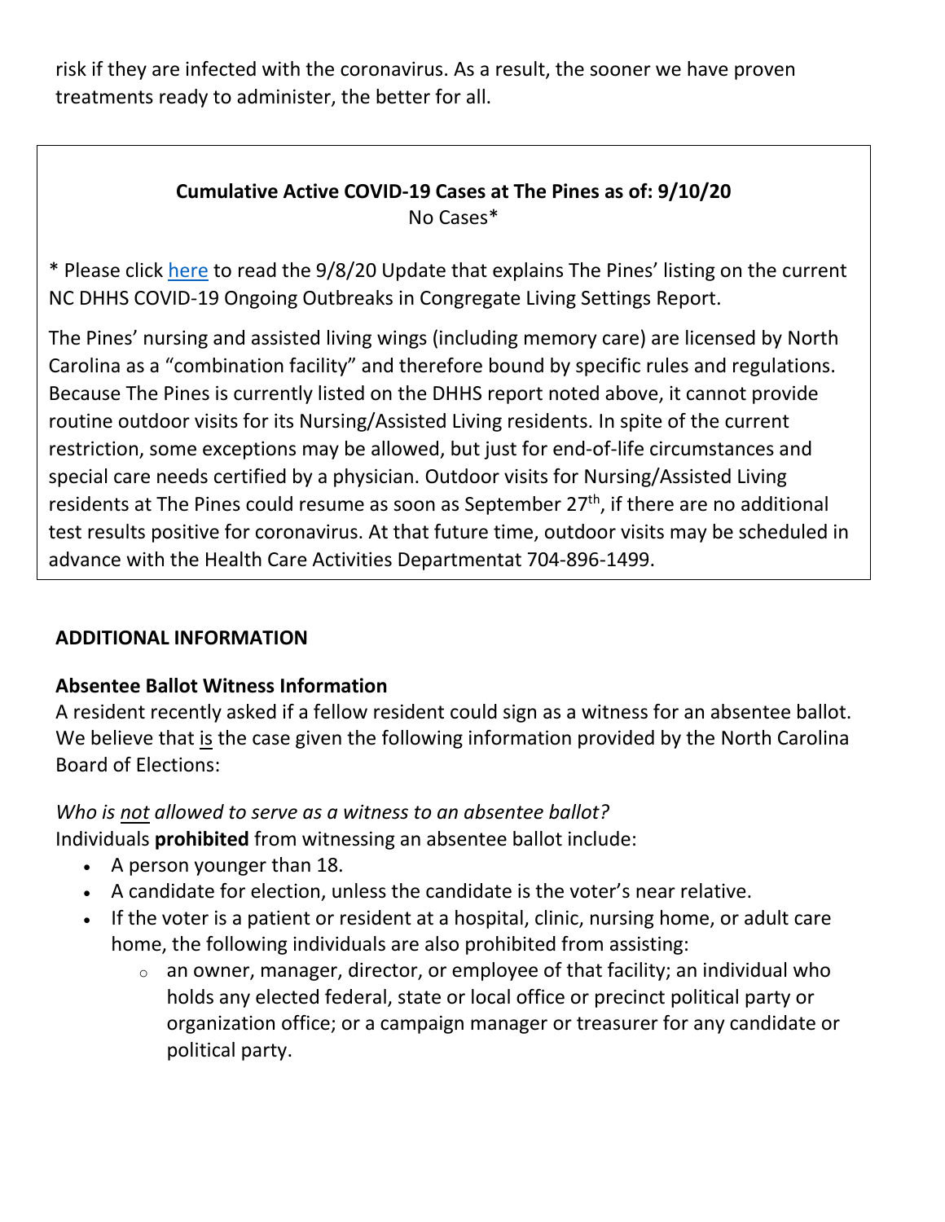risk if they are infected with the coronavirus. As a result, the sooner we have proven treatments ready to administer, the better for all.

**Cumulative Active COVID-19 Cases at The Pines as of: 9/10/20**
No Cases*

* Please click here to read the 9/8/20 Update that explains The Pines' listing on the current NC DHHS COVID-19 Ongoing Outbreaks in Congregate Living Settings Report.

The Pines' nursing and assisted living wings (including memory care) are licensed by North Carolina as a "combination facility" and therefore bound by specific rules and regulations. Because The Pines is currently listed on the DHHS report noted above, it cannot provide routine outdoor visits for its Nursing/Assisted Living residents. In spite of the current restriction, some exceptions may be allowed, but just for end-of-life circumstances and special care needs certified by a physician. Outdoor visits for Nursing/Assisted Living residents at The Pines could resume as soon as September 27th, if there are no additional test results positive for coronavirus. At that future time, outdoor visits may be scheduled in advance with the Health Care Activities Departmentat 704-896-1499.

## ADDITIONAL INFORMATION

### Absentee Ballot Witness Information

A resident recently asked if a fellow resident could sign as a witness for an absentee ballot. We believe that is the case given the following information provided by the North Carolina Board of Elections:

*Who is not allowed to serve as a witness to an absentee ballot?*
Individuals **prohibited** from witnessing an absentee ballot include:

- A person younger than 18.
- A candidate for election, unless the candidate is the voter's near relative.
- If the voter is a patient or resident at a hospital, clinic, nursing home, or adult care home, the following individuals are also prohibited from assisting:
  - an owner, manager, director, or employee of that facility; an individual who holds any elected federal, state or local office or precinct political party or organization office; or a campaign manager or treasurer for any candidate or political party.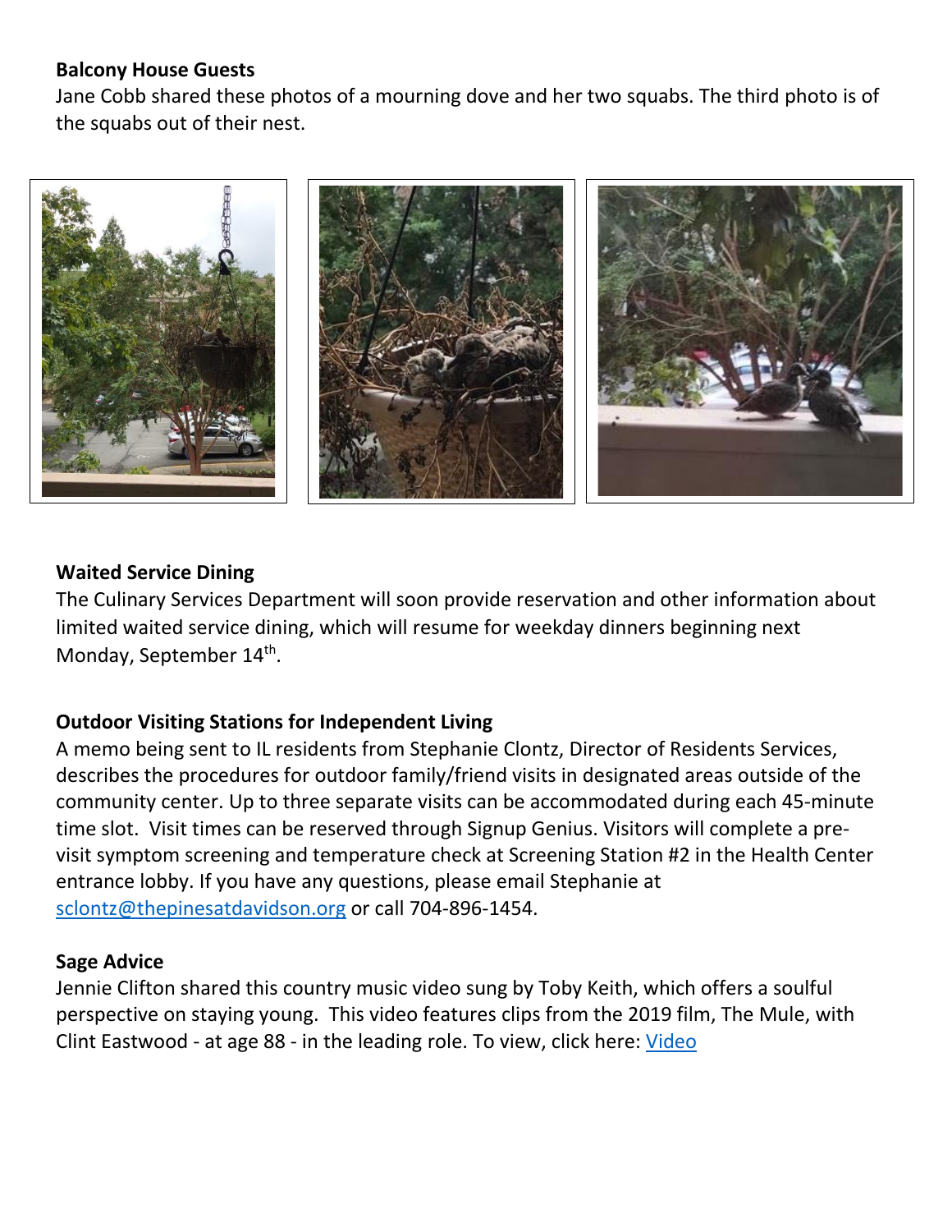**Balcony House Guests**
Jane Cobb shared these photos of a mourning dove and her two squabs. The third photo is of the squabs out of their nest.

**Waited Service Dining**
The Culinary Services Department will soon provide reservation and other information about limited waited service dining, which will resume for weekday dinners beginning next Monday, September 14th.

**Outdoor Visiting Stations for Independent Living**
A memo being sent to IL residents from Stephanie Clontz, Director of Residents Services, describes the procedures for outdoor family/friend visits in designated areas outside of the community center. Up to three separate visits can be accommodated during each 45-minute time slot. Visit times can be reserved through Signup Genius. Visitors will complete a pre-visit symptom screening and temperature check at Screening Station #2 in the Health Center entrance lobby. If you have any questions, please email Stephanie at sclontz@thepinesatdavidson.org or call 704-896-1454.

**Sage Advice**
Jennie Clifton shared this country music video sung by Toby Keith, which offers a soulful perspective on staying young. This video features clips from the 2019 film, The Mule, with Clint Eastwood - at age 88 - in the leading role. To view, click here: Video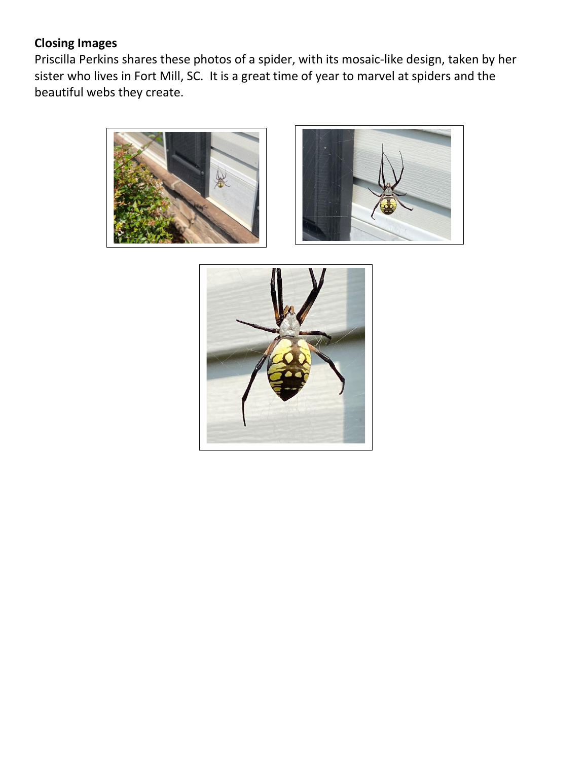**Closing Images**

Priscilla Perkins shares these photos of a spider, with its mosaic-like design, taken by her sister who lives in Fort Mill, SC. It is a great time of year to marvel at spiders and the beautiful webs they create.